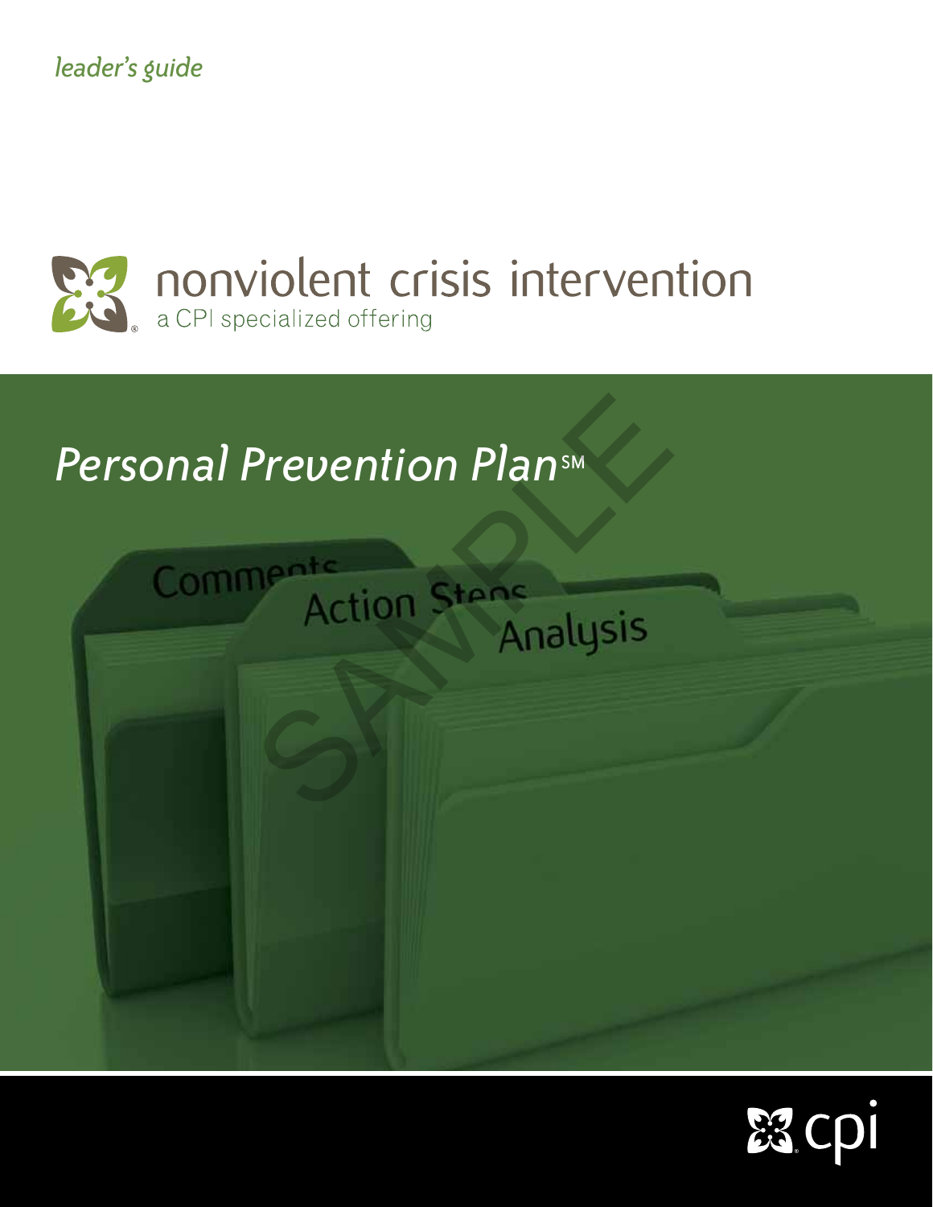*leader's guide*

# nonviolent crisis intervention

a CPI specialized offering

## *Personal Prevention Plan*SM

SAMPLE

Comments

Action Steps

Analysis

cpi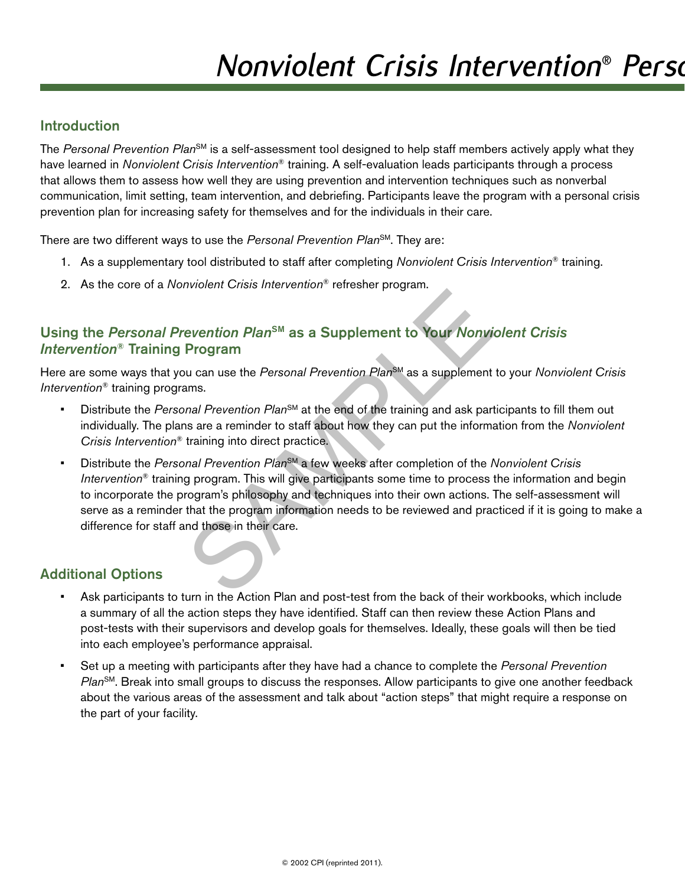# *Nonviolent Crisis Intervention*® Perso

## Introduction

The *Personal Prevention Plan*SM is a self-assessment tool designed to help staff members actively apply what they have learned in *Nonviolent Crisis Intervention*® training. A self-evaluation leads participants through a process that allows them to assess how well they are using prevention and intervention techniques such as nonverbal communication, limit setting, team intervention, and debriefing. Participants leave the program with a personal crisis prevention plan for increasing safety for themselves and for the individuals in their care.

There are two different ways to use the *Personal Prevention Plan*SM. They are:

1. As a supplementary tool distributed to staff after completing *Nonviolent Crisis Intervention*® training.
2. As the core of a *Nonviolent Crisis Intervention*® refresher program.

## Using the *Personal Prevention Plan*SM as a Supplement to Your *Nonviolent Crisis Intervention*® Training Program

Here are some ways that you can use the *Personal Prevention Plan*SM as a supplement to your *Nonviolent Crisis Intervention*® training programs.

- Distribute the *Personal Prevention Plan*SM at the end of the training and ask participants to fill them out individually. The plans are a reminder to staff about how they can put the information from the *Nonviolent Crisis Intervention*® training into direct practice.
- Distribute the *Personal Prevention Plan*SM a few weeks after completion of the *Nonviolent Crisis Intervention*® training program. This will give participants some time to process the information and begin to incorporate the program's philosophy and techniques into their own actions. The self-assessment will serve as a reminder that the program information needs to be reviewed and practiced if it is going to make a difference for staff and those in their care.

## Additional Options

- Ask participants to turn in the Action Plan and post-test from the back of their workbooks, which include a summary of all the action steps they have identified. Staff can then review these Action Plans and post-tests with their supervisors and develop goals for themselves. Ideally, these goals will then be tied into each employee's performance appraisal.
- Set up a meeting with participants after they have had a chance to complete the *Personal Prevention Plan*SM. Break into small groups to discuss the responses. Allow participants to give one another feedback about the various areas of the assessment and talk about "action steps" that might require a response on the part of your facility.

© 2002 CPI (reprinted 2011).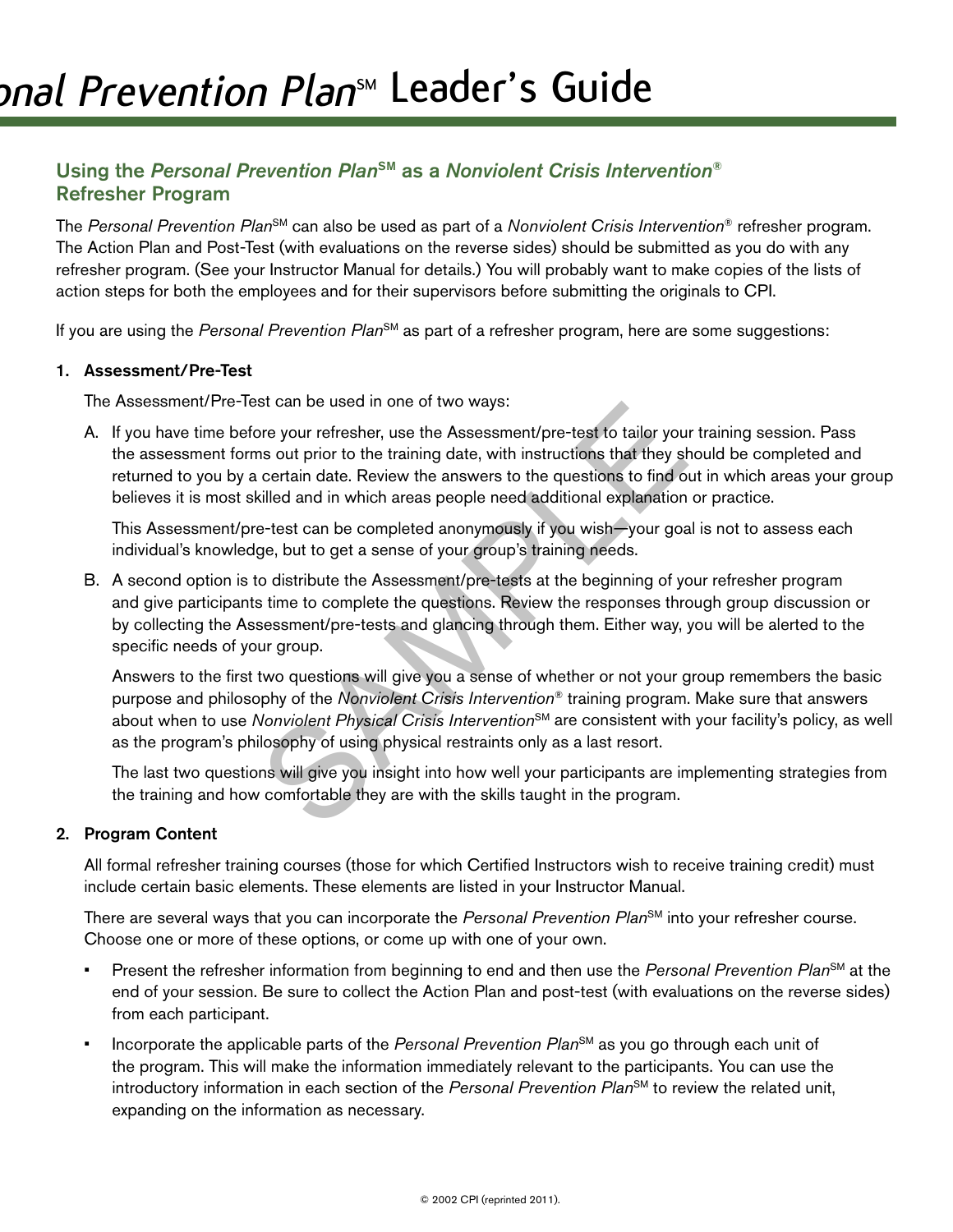## Using the *Personal Prevention Plan*℠ as a *Nonviolent Crisis Intervention*® Refresher Program

The *Personal Prevention Plan*℠ can also be used as part of a *Nonviolent Crisis Intervention*® refresher program. The Action Plan and Post-Test (with evaluations on the reverse sides) should be submitted as you do with any refresher program. (See your Instructor Manual for details.) You will probably want to make copies of the lists of action steps for both the employees and for their supervisors before submitting the originals to CPI.

If you are using the *Personal Prevention Plan*℠ as part of a refresher program, here are some suggestions:

1. **Assessment/Pre-Test**

   The Assessment/Pre-Test can be used in one of two ways:

   A. If you have time before your refresher, use the Assessment/pre-test to tailor your training session. Pass the assessment forms out prior to the training date, with instructions that they should be completed and returned to you by a certain date. Review the answers to the questions to find out in which areas your group believes it is most skilled and in which areas people need additional explanation or practice.

   This Assessment/pre-test can be completed anonymously if you wish—your goal is not to assess each individual's knowledge, but to get a sense of your group's training needs.

   B. A second option is to distribute the Assessment/pre-tests at the beginning of your refresher program and give participants time to complete the questions. Review the responses through group discussion or by collecting the Assessment/pre-tests and glancing through them. Either way, you will be alerted to the specific needs of your group.

   Answers to the first two questions will give you a sense of whether or not your group remembers the basic purpose and philosophy of the *Nonviolent Crisis Intervention*® training program. Make sure that answers about when to use *Nonviolent Physical Crisis Intervention*℠ are consistent with your facility's policy, as well as the program's philosophy of using physical restraints only as a last resort.

   The last two questions will give you insight into how well your participants are implementing strategies from the training and how comfortable they are with the skills taught in the program.

2. **Program Content**

   All formal refresher training courses (those for which Certified Instructors wish to receive training credit) must include certain basic elements. These elements are listed in your Instructor Manual.

   There are several ways that you can incorporate the *Personal Prevention Plan*℠ into your refresher course. Choose one or more of these options, or come up with one of your own.

   - Present the refresher information from beginning to end and then use the *Personal Prevention Plan*℠ at the end of your session. Be sure to collect the Action Plan and post-test (with evaluations on the reverse sides) from each participant.
   - Incorporate the applicable parts of the *Personal Prevention Plan*℠ as you go through each unit of the program. This will make the information immediately relevant to the participants. You can use the introductory information in each section of the *Personal Prevention Plan*℠ to review the related unit, expanding on the information as necessary.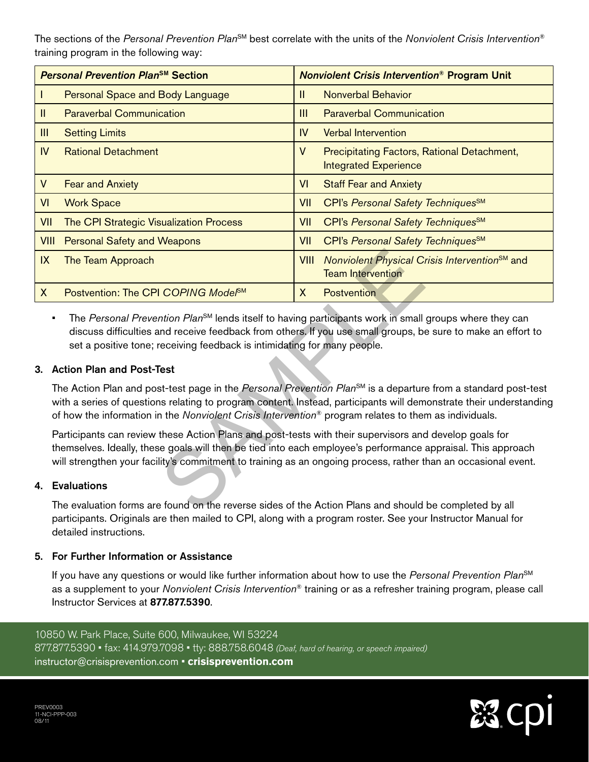The sections of the *Personal Prevention Plan*SM best correlate with the units of the *Nonviolent Crisis Intervention*® training program in the following way:

| *Personal Prevention Plan*SM Section | | *Nonviolent Crisis Intervention*® Program Unit | |
|---|---|---|---|
| I | Personal Space and Body Language | II | Nonverbal Behavior |
| II | Paraverbal Communication | III | Paraverbal Communication |
| III | Setting Limits | IV | Verbal Intervention |
| IV | Rational Detachment | V | Precipitating Factors, Rational Detachment, Integrated Experience |
| V | Fear and Anxiety | VI | Staff Fear and Anxiety |
| VI | Work Space | VII | CPI's *Personal Safety Techniques*SM |
| VII | The CPI Strategic Visualization Process | VII | CPI's *Personal Safety Techniques*SM |
| VIII | Personal Safety and Weapons | VII | CPI's *Personal Safety Techniques*SM |
| IX | The Team Approach | VIII | *Nonviolent Physical Crisis Intervention*SM and Team Intervention |
| X | Postvention: The CPI *COPING Model*SM | X | Postvention |

- The *Personal Prevention Plan*SM lends itself to having participants work in small groups where they can discuss difficulties and receive feedback from others. If you use small groups, be sure to make an effort to set a positive tone; receiving feedback is intimidating for many people.

## 3. Action Plan and Post-Test

The Action Plan and post-test page in the *Personal Prevention Plan*SM is a departure from a standard post-test with a series of questions relating to program content. Instead, participants will demonstrate their understanding of how the information in the *Nonviolent Crisis Intervention*® program relates to them as individuals.

Participants can review these Action Plans and post-tests with their supervisors and develop goals for themselves. Ideally, these goals will then be tied into each employee's performance appraisal. This approach will strengthen your facility's commitment to training as an ongoing process, rather than an occasional event.

## 4. Evaluations

The evaluation forms are found on the reverse sides of the Action Plans and should be completed by all participants. Originals are then mailed to CPI, along with a program roster. See your Instructor Manual for detailed instructions.

## 5. For Further Information or Assistance

If you have any questions or would like further information about how to use the *Personal Prevention Plan*SM as a supplement to your *Nonviolent Crisis Intervention*® training or as a refresher training program, please call Instructor Services at **877.877.5390**.

10850 W. Park Place, Suite 600, Milwaukee, WI 53224
877.877.5390 • fax: 414.979.7098 • tty: 888.758.6048 *(Deaf, hard of hearing, or speech impaired)*
instructor@crisisprevention.com • **crisisprevention.com**

PREV0003
11-NCI-PPP-003
08/11

cpi